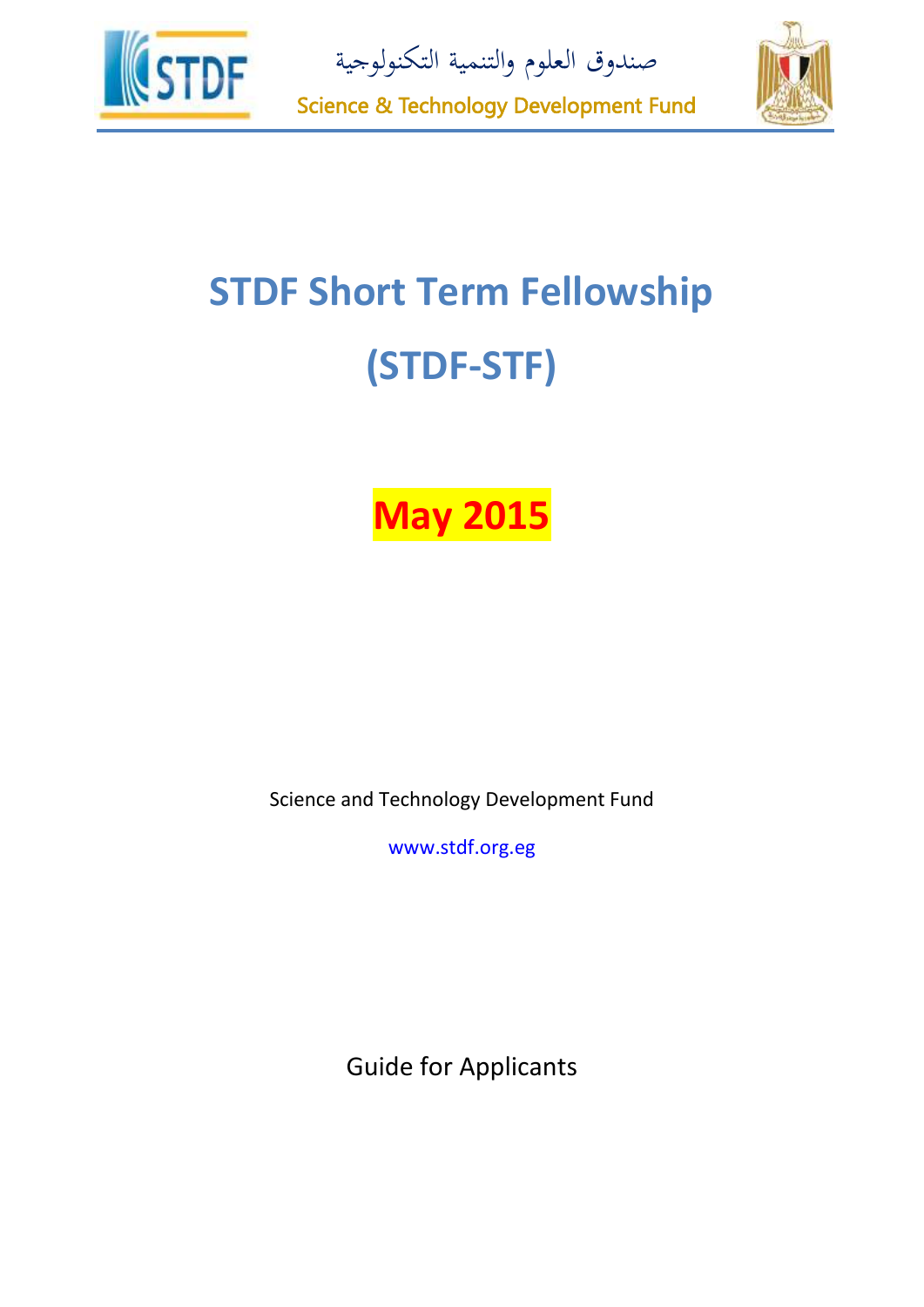صندوق العلوم والتنمية التكنولوجية

Science & Technology Development Fund

# STDF Short Term Fellowship

# (STDF-STF)

## May 2015

Science and Technology Development Fund

www.stdf.org.eg

Guide for Applicants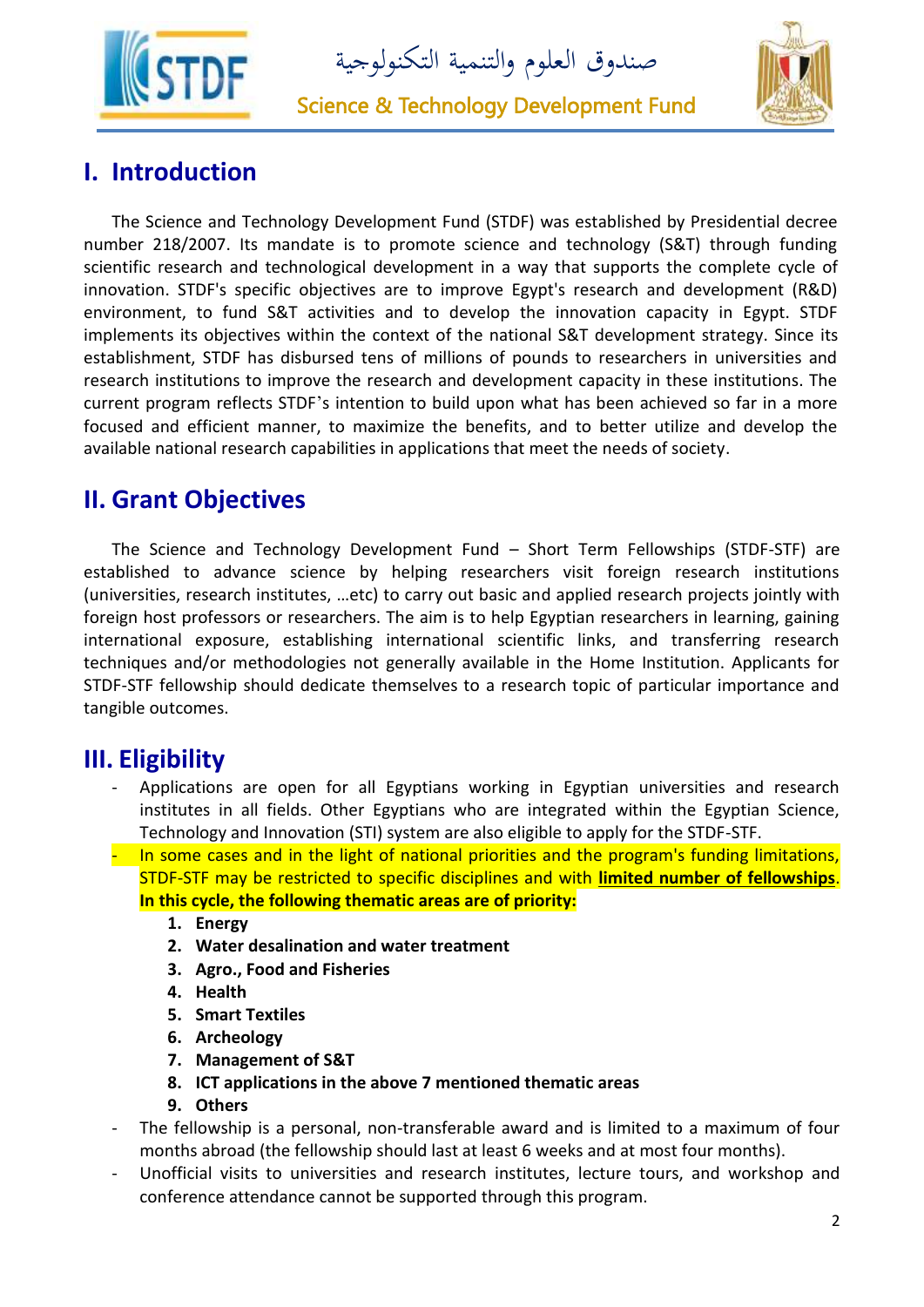## I. Introduction

The Science and Technology Development Fund (STDF) was established by Presidential decree number 218/2007. Its mandate is to promote science and technology (S&T) through funding scientific research and technological development in a way that supports the complete cycle of innovation. STDF's specific objectives are to improve Egypt's research and development (R&D) environment, to fund S&T activities and to develop the innovation capacity in Egypt. STDF implements its objectives within the context of the national S&T development strategy. Since its establishment, STDF has disbursed tens of millions of pounds to researchers in universities and research institutions to improve the research and development capacity in these institutions. The current program reflects STDF's intention to build upon what has been achieved so far in a more focused and efficient manner, to maximize the benefits, and to better utilize and develop the available national research capabilities in applications that meet the needs of society.

## II. Grant Objectives

The Science and Technology Development Fund – Short Term Fellowships (STDF-STF) are established to advance science by helping researchers visit foreign research institutions (universities, research institutes, …etc) to carry out basic and applied research projects jointly with foreign host professors or researchers. The aim is to help Egyptian researchers in learning, gaining international exposure, establishing international scientific links, and transferring research techniques and/or methodologies not generally available in the Home Institution. Applicants for STDF-STF fellowship should dedicate themselves to a research topic of particular importance and tangible outcomes.

## III. Eligibility

- Applications are open for all Egyptians working in Egyptian universities and research institutes in all fields. Other Egyptians who are integrated within the Egyptian Science, Technology and Innovation (STI) system are also eligible to apply for the STDF-STF.
- In some cases and in the light of national priorities and the program's funding limitations, STDF-STF may be restricted to specific disciplines and with **limited number of fellowships**. **In this cycle, the following thematic areas are of priority:**
    1. **Energy**
    2. **Water desalination and water treatment**
    3. **Agro., Food and Fisheries**
    4. **Health**
    5. **Smart Textiles**
    6. **Archeology**
    7. **Management of S&T**
    8. **ICT applications in the above 7 mentioned thematic areas**
    9. **Others**
- The fellowship is a personal, non-transferable award and is limited to a maximum of four months abroad (the fellowship should last at least 6 weeks and at most four months).
- Unofficial visits to universities and research institutes, lecture tours, and workshop and conference attendance cannot be supported through this program.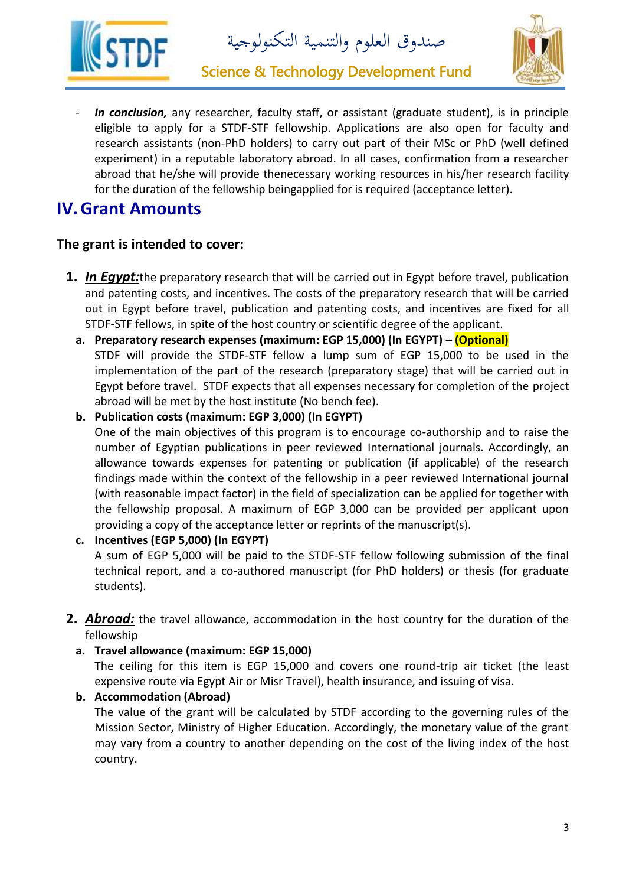- ***In conclusion,*** any researcher, faculty staff, or assistant (graduate student), is in principle eligible to apply for a STDF-STF fellowship. Applications are also open for faculty and research assistants (non-PhD holders) to carry out part of their MSc or PhD (well defined experiment) in a reputable laboratory abroad. In all cases, confirmation from a researcher abroad that he/she will provide thenecessary working resources in his/her research facility for the duration of the fellowship beingapplied for is required (acceptance letter).

## IV. Grant Amounts

### The grant is intended to cover:

1. ***In Egypt:***the preparatory research that will be carried out in Egypt before travel, publication and patenting costs, and incentives. The costs of the preparatory research that will be carried out in Egypt before travel, publication and patenting costs, and incentives are fixed for all STDF-STF fellows, in spite of the host country or scientific degree of the applicant.
   a. **Preparatory research expenses (maximum: EGP 15,000) (In EGYPT) – (Optional)**
   STDF will provide the STDF-STF fellow a lump sum of EGP 15,000 to be used in the implementation of the part of the research (preparatory stage) that will be carried out in Egypt before travel. STDF expects that all expenses necessary for completion of the project abroad will be met by the host institute (No bench fee).
   b. **Publication costs (maximum: EGP 3,000) (In EGYPT)**
   One of the main objectives of this program is to encourage co-authorship and to raise the number of Egyptian publications in peer reviewed International journals. Accordingly, an allowance towards expenses for patenting or publication (if applicable) of the research findings made within the context of the fellowship in a peer reviewed International journal (with reasonable impact factor) in the field of specialization can be applied for together with the fellowship proposal. A maximum of EGP 3,000 can be provided per applicant upon providing a copy of the acceptance letter or reprints of the manuscript(s).
   c. **Incentives (EGP 5,000) (In EGYPT)**
   A sum of EGP 5,000 will be paid to the STDF-STF fellow following submission of the final technical report, and a co-authored manuscript (for PhD holders) or thesis (for graduate students).

2. ***Abroad:*** the travel allowance, accommodation in the host country for the duration of the fellowship
   a. **Travel allowance (maximum: EGP 15,000)**
   The ceiling for this item is EGP 15,000 and covers one round-trip air ticket (the least expensive route via Egypt Air or Misr Travel), health insurance, and issuing of visa.
   b. **Accommodation (Abroad)**
   The value of the grant will be calculated by STDF according to the governing rules of the Mission Sector, Ministry of Higher Education. Accordingly, the monetary value of the grant may vary from a country to another depending on the cost of the living index of the host country.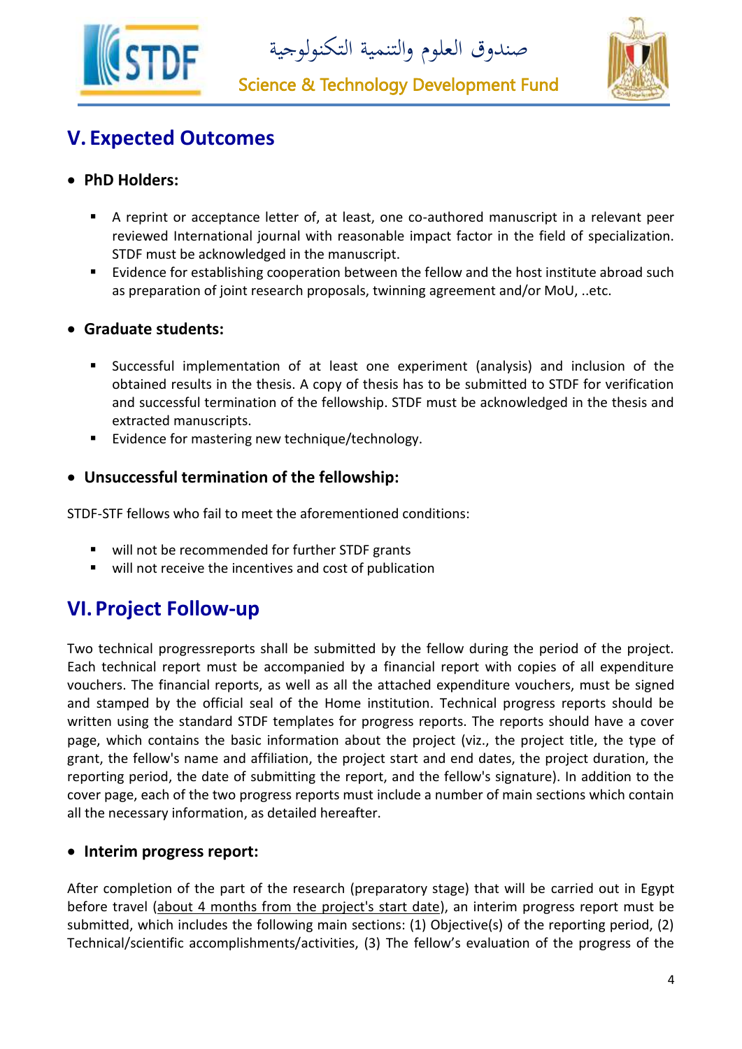## V. Expected Outcomes

- **PhD Holders:**
  - A reprint or acceptance letter of, at least, one co-authored manuscript in a relevant peer reviewed International journal with reasonable impact factor in the field of specialization. STDF must be acknowledged in the manuscript.
  - Evidence for establishing cooperation between the fellow and the host institute abroad such as preparation of joint research proposals, twinning agreement and/or MoU, ..etc.

- **Graduate students:**
  - Successful implementation of at least one experiment (analysis) and inclusion of the obtained results in the thesis. A copy of thesis has to be submitted to STDF for verification and successful termination of the fellowship. STDF must be acknowledged in the thesis and extracted manuscripts.
  - Evidence for mastering new technique/technology.

- **Unsuccessful termination of the fellowship:**

STDF-STF fellows who fail to meet the aforementioned conditions:

- will not be recommended for further STDF grants
- will not receive the incentives and cost of publication

## VI. Project Follow-up

Two technical progressreports shall be submitted by the fellow during the period of the project. Each technical report must be accompanied by a financial report with copies of all expenditure vouchers. The financial reports, as well as all the attached expenditure vouchers, must be signed and stamped by the official seal of the Home institution. Technical progress reports should be written using the standard STDF templates for progress reports. The reports should have a cover page, which contains the basic information about the project (viz., the project title, the type of grant, the fellow's name and affiliation, the project start and end dates, the project duration, the reporting period, the date of submitting the report, and the fellow's signature). In addition to the cover page, each of the two progress reports must include a number of main sections which contain all the necessary information, as detailed hereafter.

- **Interim progress report:**

After completion of the part of the research (preparatory stage) that will be carried out in Egypt before travel (about 4 months from the project's start date), an interim progress report must be submitted, which includes the following main sections: (1) Objective(s) of the reporting period, (2) Technical/scientific accomplishments/activities, (3) The fellow's evaluation of the progress of the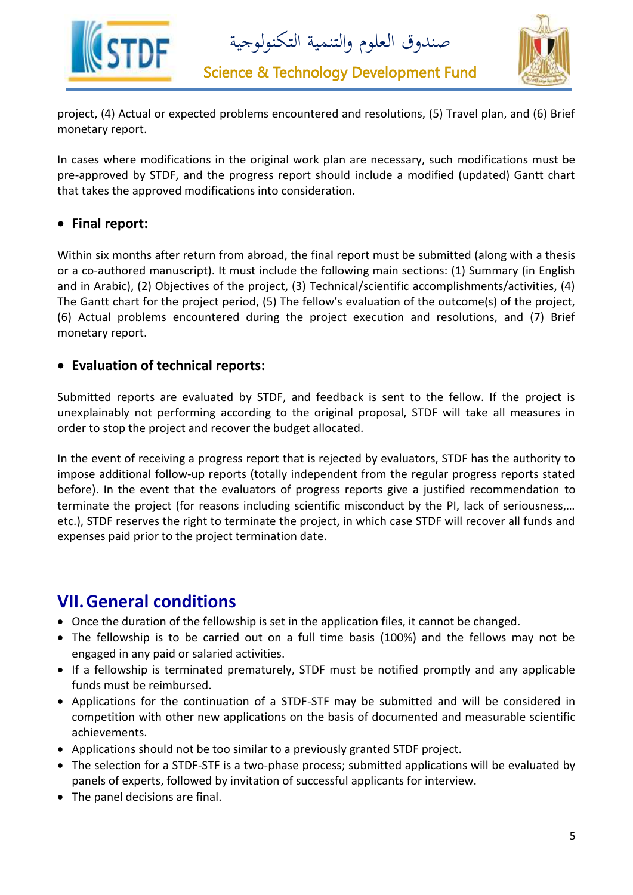project, (4) Actual or expected problems encountered and resolutions, (5) Travel plan, and (6) Brief monetary report.

In cases where modifications in the original work plan are necessary, such modifications must be pre-approved by STDF, and the progress report should include a modified (updated) Gantt chart that takes the approved modifications into consideration.

- **Final report:**

Within six months after return from abroad, the final report must be submitted (along with a thesis or a co-authored manuscript). It must include the following main sections: (1) Summary (in English and in Arabic), (2) Objectives of the project, (3) Technical/scientific accomplishments/activities, (4) The Gantt chart for the project period, (5) The fellow's evaluation of the outcome(s) of the project, (6) Actual problems encountered during the project execution and resolutions, and (7) Brief monetary report.

- **Evaluation of technical reports:**

Submitted reports are evaluated by STDF, and feedback is sent to the fellow. If the project is unexplainably not performing according to the original proposal, STDF will take all measures in order to stop the project and recover the budget allocated.

In the event of receiving a progress report that is rejected by evaluators, STDF has the authority to impose additional follow-up reports (totally independent from the regular progress reports stated before). In the event that the evaluators of progress reports give a justified recommendation to terminate the project (for reasons including scientific misconduct by the PI, lack of seriousness,… etc.), STDF reserves the right to terminate the project, in which case STDF will recover all funds and expenses paid prior to the project termination date.

## VII. General conditions

- Once the duration of the fellowship is set in the application files, it cannot be changed.
- The fellowship is to be carried out on a full time basis (100%) and the fellows may not be engaged in any paid or salaried activities.
- If a fellowship is terminated prematurely, STDF must be notified promptly and any applicable funds must be reimbursed.
- Applications for the continuation of a STDF-STF may be submitted and will be considered in competition with other new applications on the basis of documented and measurable scientific achievements.
- Applications should not be too similar to a previously granted STDF project.
- The selection for a STDF-STF is a two-phase process; submitted applications will be evaluated by panels of experts, followed by invitation of successful applicants for interview.
- The panel decisions are final.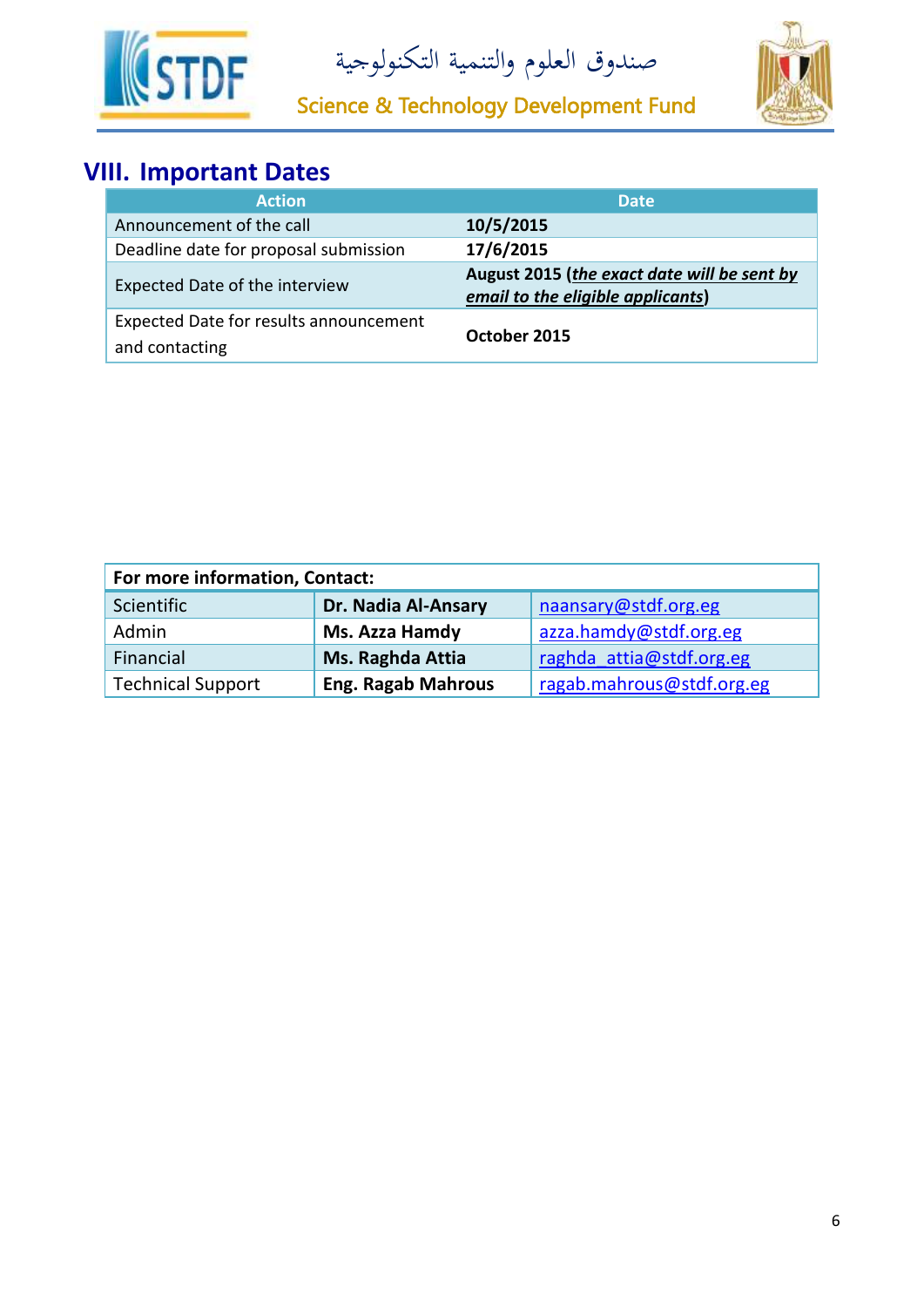## VIII. Important Dates

| Action | Date |
|---|---|
| Announcement of the call | **10/5/2015** |
| Deadline date for proposal submission | **17/6/2015** |
| Expected Date of the interview | **August 2015 (*the exact date will be sent by email to the eligible applicants*)** |
| Expected Date for results announcement and contacting | **October 2015** |

| **For more information, Contact:** | | |
|---|---|---|
| Scientific | **Dr. Nadia Al-Ansary** | naansary@stdf.org.eg |
| Admin | **Ms. Azza Hamdy** | azza.hamdy@stdf.org.eg |
| Financial | **Ms. Raghda Attia** | raghda_attia@stdf.org.eg |
| Technical Support | **Eng. Ragab Mahrous** | ragab.mahrous@stdf.org.eg |